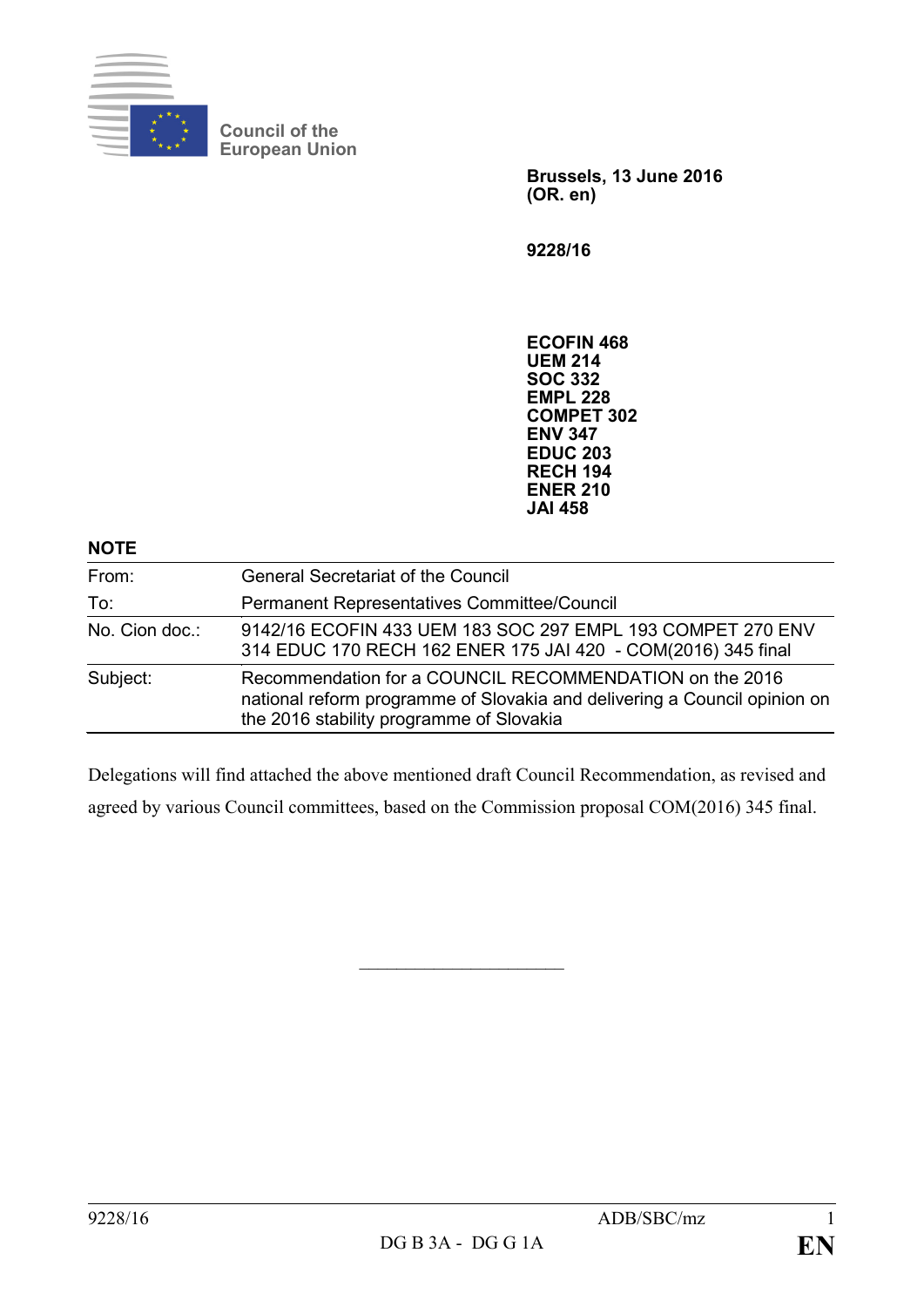Council of the
European Union

**Brussels, 13 June 2016**
**(OR. en)**

**9228/16**

**ECOFIN 468**
**UEM 214**
**SOC 332**
**EMPL 228**
**COMPET 302**
**ENV 347**
**EDUC 203**
**RECH 194**
**ENER 210**
**JAI 458**

**NOTE**

| | |
|---|---|
| From: | General Secretariat of the Council |
| To: | Permanent Representatives Committee/Council |
| No. Cion doc.: | 9142/16 ECOFIN 433 UEM 183 SOC 297 EMPL 193 COMPET 270 ENV 314 EDUC 170 RECH 162 ENER 175 JAI 420 - COM(2016) 345 final |
| Subject: | Recommendation for a COUNCIL RECOMMENDATION on the 2016 national reform programme of Slovakia and delivering a Council opinion on the 2016 stability programme of Slovakia |

Delegations will find attached the above mentioned draft Council Recommendation, as revised and agreed by various Council committees, based on the Commission proposal COM(2016) 345 final.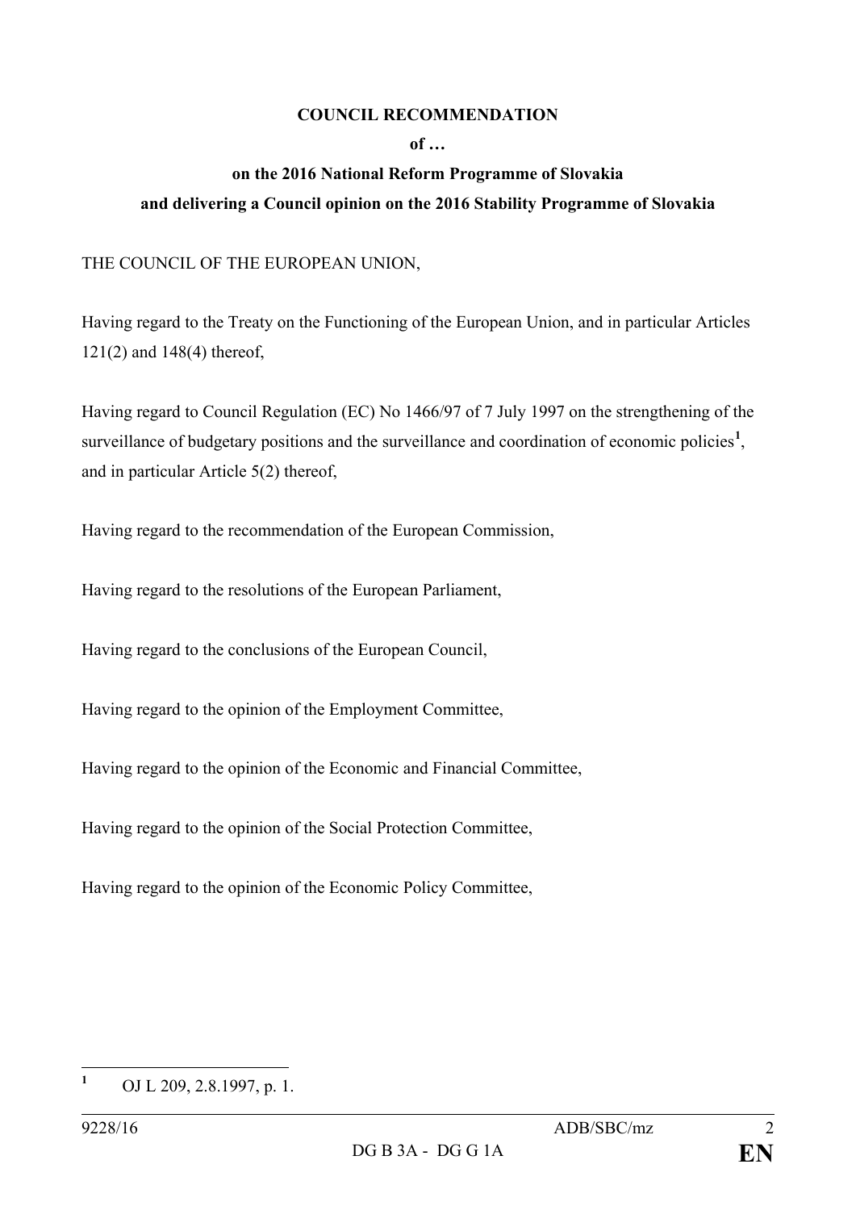**COUNCIL RECOMMENDATION**

**of …**

**on the 2016 National Reform Programme of Slovakia**

**and delivering a Council opinion on the 2016 Stability Programme of Slovakia**

THE COUNCIL OF THE EUROPEAN UNION,

Having regard to the Treaty on the Functioning of the European Union, and in particular Articles 121(2) and 148(4) thereof,

Having regard to Council Regulation (EC) No 1466/97 of 7 July 1997 on the strengthening of the surveillance of budgetary positions and the surveillance and coordination of economic policies[1], and in particular Article 5(2) thereof,

Having regard to the recommendation of the European Commission,

Having regard to the resolutions of the European Parliament,

Having regard to the conclusions of the European Council,

Having regard to the opinion of the Employment Committee,

Having regard to the opinion of the Economic and Financial Committee,

Having regard to the opinion of the Social Protection Committee,

Having regard to the opinion of the Economic Policy Committee,

---

[1] OJ L 209, 2.8.1997, p. 1.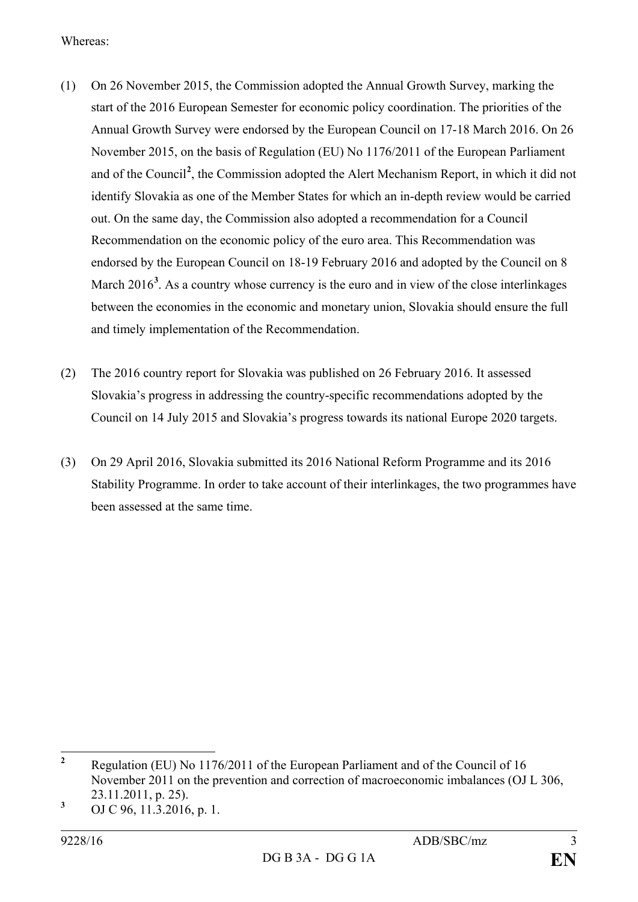Whereas:

(1) On 26 November 2015, the Commission adopted the Annual Growth Survey, marking the start of the 2016 European Semester for economic policy coordination. The priorities of the Annual Growth Survey were endorsed by the European Council on 17-18 March 2016. On 26 November 2015, on the basis of Regulation (EU) No 1176/2011 of the European Parliament and of the Council[2], the Commission adopted the Alert Mechanism Report, in which it did not identify Slovakia as one of the Member States for which an in-depth review would be carried out. On the same day, the Commission also adopted a recommendation for a Council Recommendation on the economic policy of the euro area. This Recommendation was endorsed by the European Council on 18-19 February 2016 and adopted by the Council on 8 March 2016[3]. As a country whose currency is the euro and in view of the close interlinkages between the economies in the economic and monetary union, Slovakia should ensure the full and timely implementation of the Recommendation.

(2) The 2016 country report for Slovakia was published on 26 February 2016. It assessed Slovakia's progress in addressing the country-specific recommendations adopted by the Council on 14 July 2015 and Slovakia's progress towards its national Europe 2020 targets.

(3) On 29 April 2016, Slovakia submitted its 2016 National Reform Programme and its 2016 Stability Programme. In order to take account of their interlinkages, the two programmes have been assessed at the same time.

---

[2] Regulation (EU) No 1176/2011 of the European Parliament and of the Council of 16 November 2011 on the prevention and correction of macroeconomic imbalances (OJ L 306, 23.11.2011, p. 25).

[3] OJ C 96, 11.3.2016, p. 1.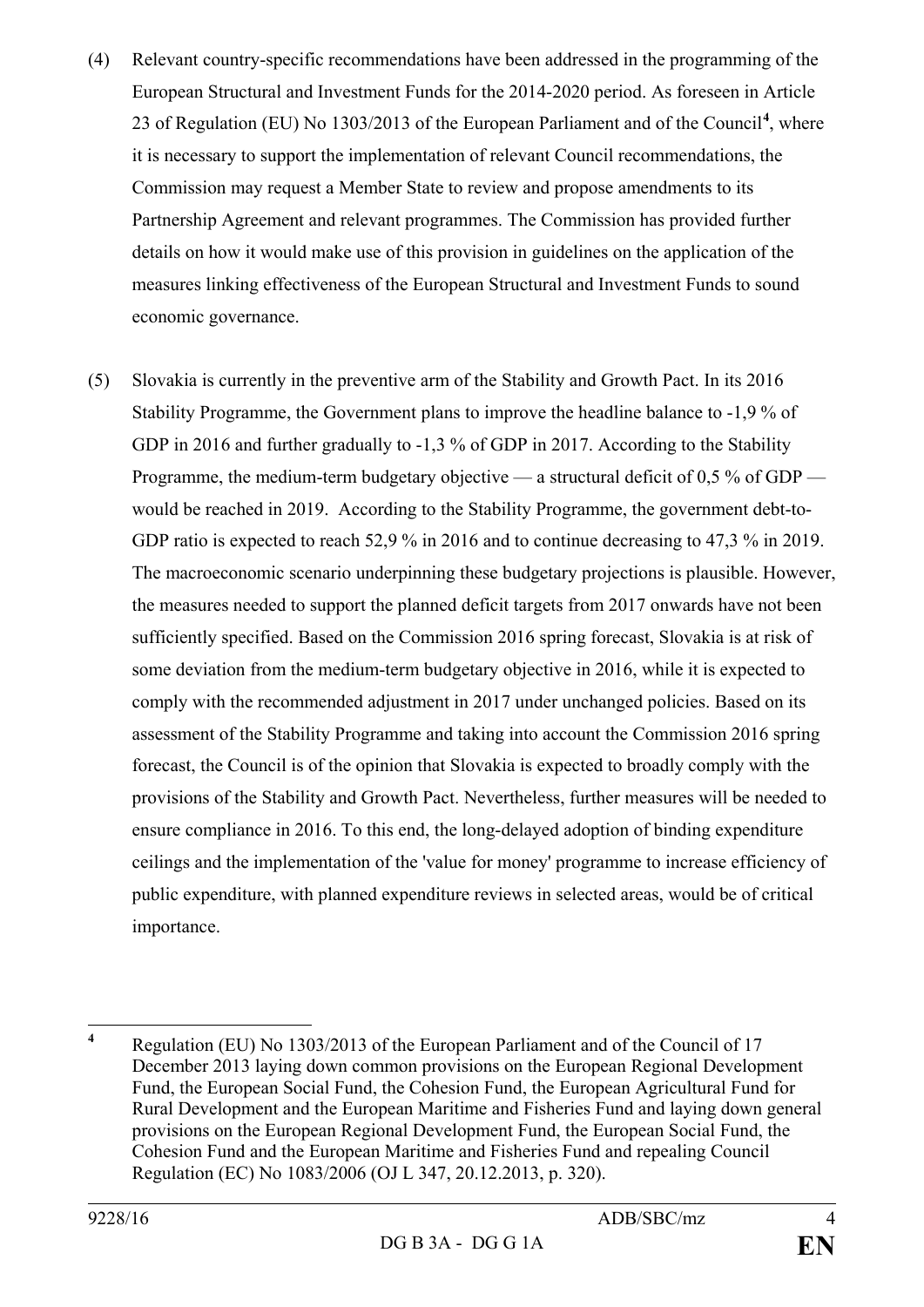(4) Relevant country-specific recommendations have been addressed in the programming of the European Structural and Investment Funds for the 2014-2020 period. As foreseen in Article 23 of Regulation (EU) No 1303/2013 of the European Parliament and of the Council[4], where it is necessary to support the implementation of relevant Council recommendations, the Commission may request a Member State to review and propose amendments to its Partnership Agreement and relevant programmes. The Commission has provided further details on how it would make use of this provision in guidelines on the application of the measures linking effectiveness of the European Structural and Investment Funds to sound economic governance.

(5) Slovakia is currently in the preventive arm of the Stability and Growth Pact. In its 2016 Stability Programme, the Government plans to improve the headline balance to -1,9 % of GDP in 2016 and further gradually to -1,3 % of GDP in 2017. According to the Stability Programme, the medium-term budgetary objective — a structural deficit of 0,5 % of GDP — would be reached in 2019. According to the Stability Programme, the government debt-to-GDP ratio is expected to reach 52,9 % in 2016 and to continue decreasing to 47,3 % in 2019. The macroeconomic scenario underpinning these budgetary projections is plausible. However, the measures needed to support the planned deficit targets from 2017 onwards have not been sufficiently specified. Based on the Commission 2016 spring forecast, Slovakia is at risk of some deviation from the medium-term budgetary objective in 2016, while it is expected to comply with the recommended adjustment in 2017 under unchanged policies. Based on its assessment of the Stability Programme and taking into account the Commission 2016 spring forecast, the Council is of the opinion that Slovakia is expected to broadly comply with the provisions of the Stability and Growth Pact. Nevertheless, further measures will be needed to ensure compliance in 2016. To this end, the long-delayed adoption of binding expenditure ceilings and the implementation of the 'value for money' programme to increase efficiency of public expenditure, with planned expenditure reviews in selected areas, would be of critical importance.

---

[4] Regulation (EU) No 1303/2013 of the European Parliament and of the Council of 17 December 2013 laying down common provisions on the European Regional Development Fund, the European Social Fund, the Cohesion Fund, the European Agricultural Fund for Rural Development and the European Maritime and Fisheries Fund and laying down general provisions on the European Regional Development Fund, the European Social Fund, the Cohesion Fund and the European Maritime and Fisheries Fund and repealing Council Regulation (EC) No 1083/2006 (OJ L 347, 20.12.2013, p. 320).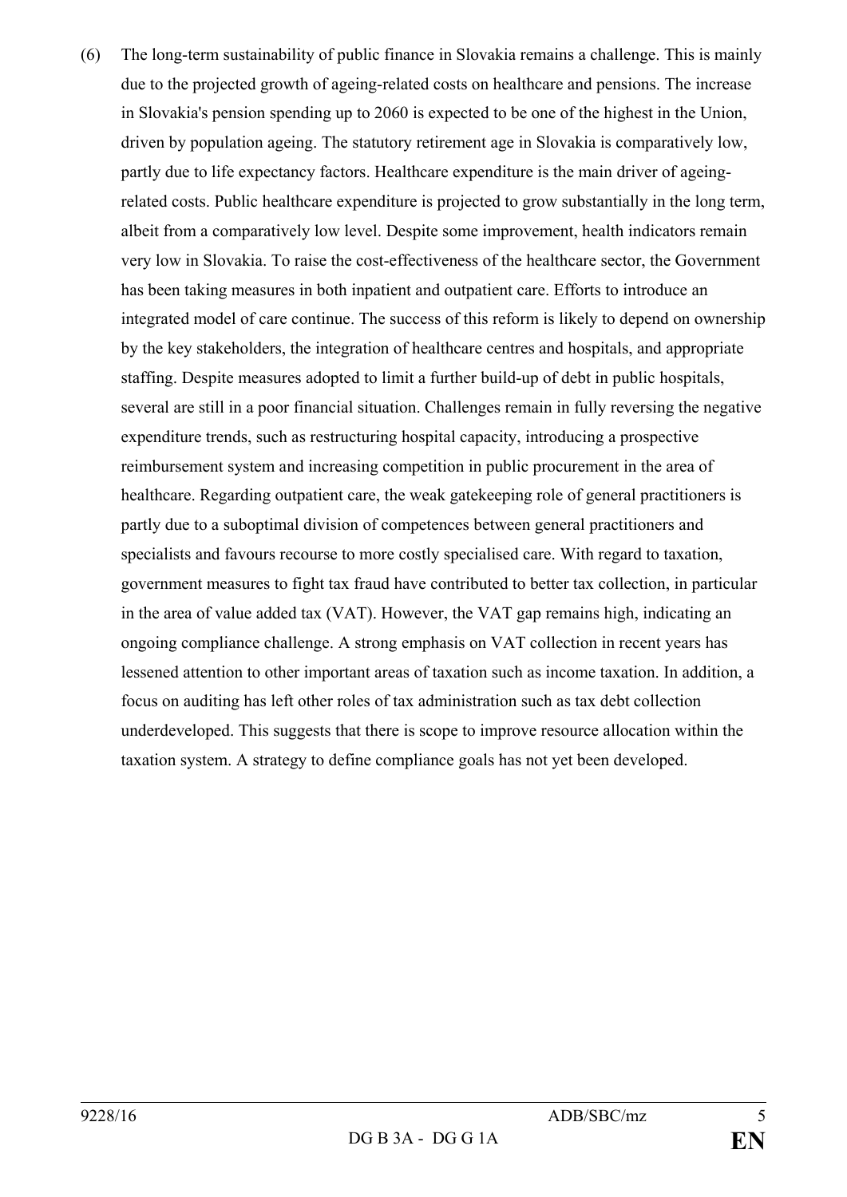(6) The long-term sustainability of public finance in Slovakia remains a challenge. This is mainly due to the projected growth of ageing-related costs on healthcare and pensions. The increase in Slovakia's pension spending up to 2060 is expected to be one of the highest in the Union, driven by population ageing. The statutory retirement age in Slovakia is comparatively low, partly due to life expectancy factors. Healthcare expenditure is the main driver of ageing-related costs. Public healthcare expenditure is projected to grow substantially in the long term, albeit from a comparatively low level. Despite some improvement, health indicators remain very low in Slovakia. To raise the cost-effectiveness of the healthcare sector, the Government has been taking measures in both inpatient and outpatient care. Efforts to introduce an integrated model of care continue. The success of this reform is likely to depend on ownership by the key stakeholders, the integration of healthcare centres and hospitals, and appropriate staffing. Despite measures adopted to limit a further build-up of debt in public hospitals, several are still in a poor financial situation. Challenges remain in fully reversing the negative expenditure trends, such as restructuring hospital capacity, introducing a prospective reimbursement system and increasing competition in public procurement in the area of healthcare. Regarding outpatient care, the weak gatekeeping role of general practitioners is partly due to a suboptimal division of competences between general practitioners and specialists and favours recourse to more costly specialised care. With regard to taxation, government measures to fight tax fraud have contributed to better tax collection, in particular in the area of value added tax (VAT). However, the VAT gap remains high, indicating an ongoing compliance challenge. A strong emphasis on VAT collection in recent years has lessened attention to other important areas of taxation such as income taxation. In addition, a focus on auditing has left other roles of tax administration such as tax debt collection underdeveloped. This suggests that there is scope to improve resource allocation within the taxation system. A strategy to define compliance goals has not yet been developed.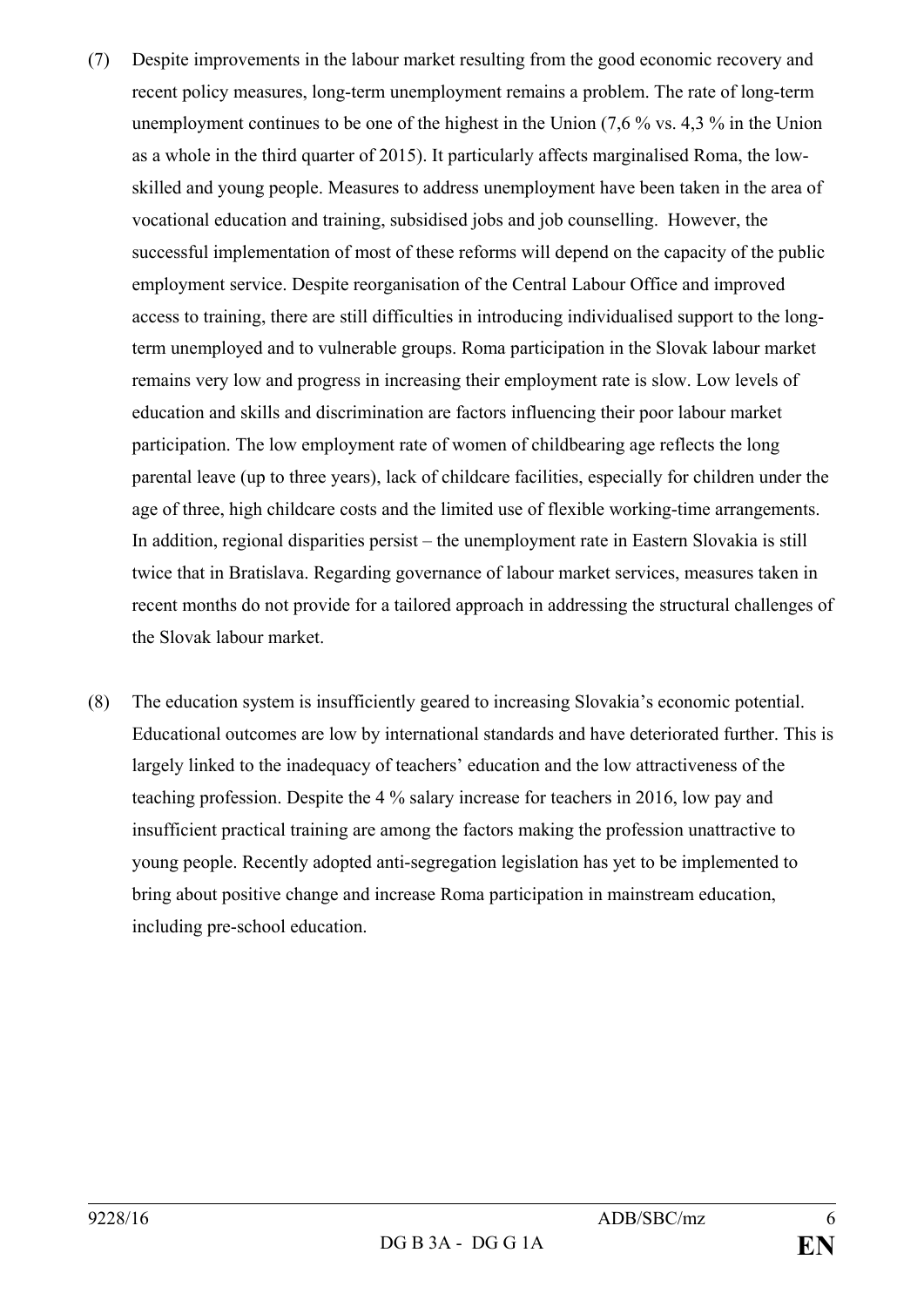(7) Despite improvements in the labour market resulting from the good economic recovery and recent policy measures, long-term unemployment remains a problem. The rate of long-term unemployment continues to be one of the highest in the Union (7,6 % vs. 4,3 % in the Union as a whole in the third quarter of 2015). It particularly affects marginalised Roma, the low-skilled and young people. Measures to address unemployment have been taken in the area of vocational education and training, subsidised jobs and job counselling. However, the successful implementation of most of these reforms will depend on the capacity of the public employment service. Despite reorganisation of the Central Labour Office and improved access to training, there are still difficulties in introducing individualised support to the long-term unemployed and to vulnerable groups. Roma participation in the Slovak labour market remains very low and progress in increasing their employment rate is slow. Low levels of education and skills and discrimination are factors influencing their poor labour market participation. The low employment rate of women of childbearing age reflects the long parental leave (up to three years), lack of childcare facilities, especially for children under the age of three, high childcare costs and the limited use of flexible working-time arrangements. In addition, regional disparities persist – the unemployment rate in Eastern Slovakia is still twice that in Bratislava. Regarding governance of labour market services, measures taken in recent months do not provide for a tailored approach in addressing the structural challenges of the Slovak labour market.

(8) The education system is insufficiently geared to increasing Slovakia's economic potential. Educational outcomes are low by international standards and have deteriorated further. This is largely linked to the inadequacy of teachers' education and the low attractiveness of the teaching profession. Despite the 4 % salary increase for teachers in 2016, low pay and insufficient practical training are among the factors making the profession unattractive to young people. Recently adopted anti-segregation legislation has yet to be implemented to bring about positive change and increase Roma participation in mainstream education, including pre-school education.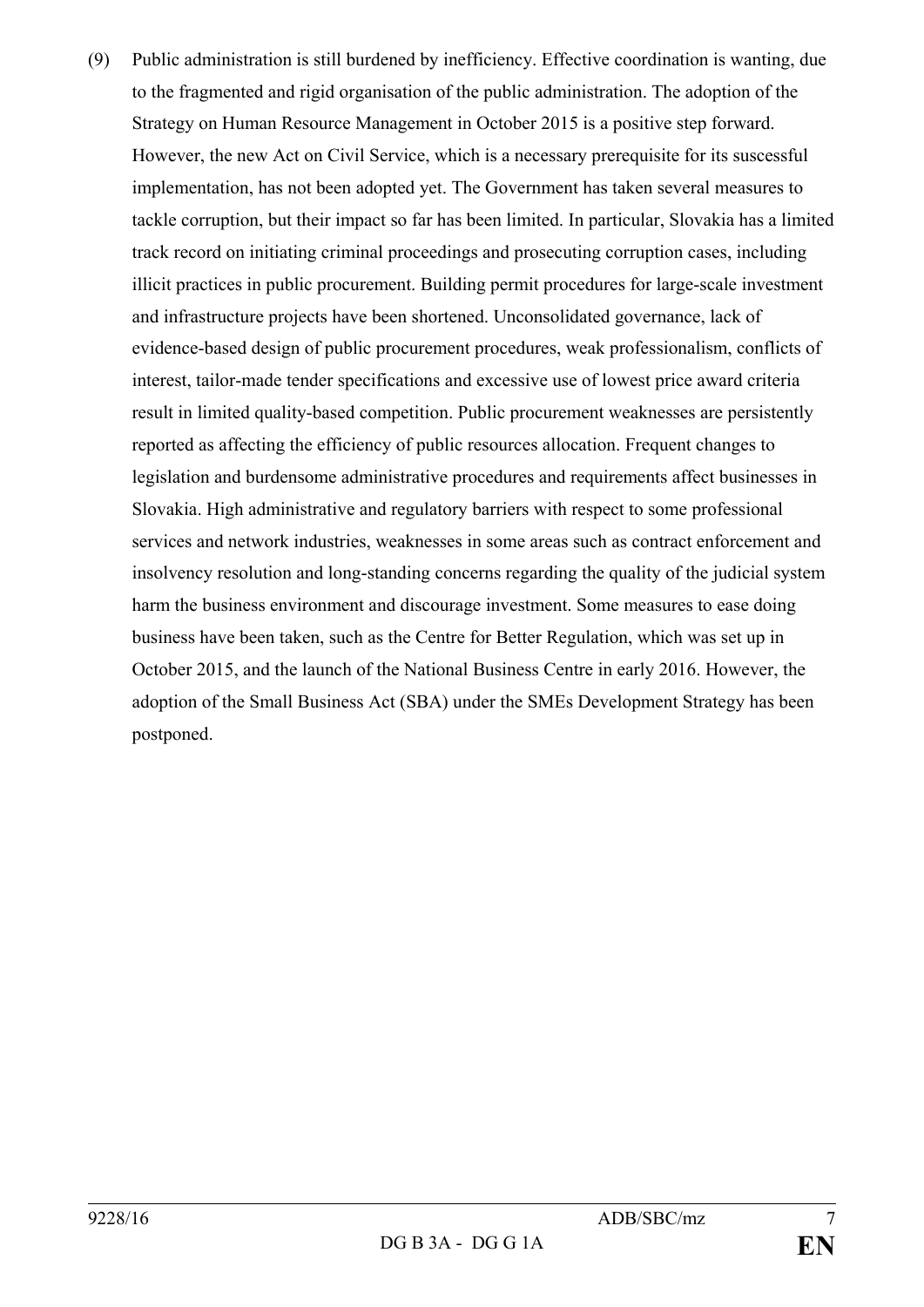(9) Public administration is still burdened by inefficiency. Effective coordination is wanting, due to the fragmented and rigid organisation of the public administration. The adoption of the Strategy on Human Resource Management in October 2015 is a positive step forward. However, the new Act on Civil Service, which is a necessary prerequisite for its successful implementation, has not been adopted yet. The Government has taken several measures to tackle corruption, but their impact so far has been limited. In particular, Slovakia has a limited track record on initiating criminal proceedings and prosecuting corruption cases, including illicit practices in public procurement. Building permit procedures for large-scale investment and infrastructure projects have been shortened. Unconsolidated governance, lack of evidence-based design of public procurement procedures, weak professionalism, conflicts of interest, tailor-made tender specifications and excessive use of lowest price award criteria result in limited quality-based competition. Public procurement weaknesses are persistently reported as affecting the efficiency of public resources allocation. Frequent changes to legislation and burdensome administrative procedures and requirements affect businesses in Slovakia. High administrative and regulatory barriers with respect to some professional services and network industries, weaknesses in some areas such as contract enforcement and insolvency resolution and long-standing concerns regarding the quality of the judicial system harm the business environment and discourage investment. Some measures to ease doing business have been taken, such as the Centre for Better Regulation, which was set up in October 2015, and the launch of the National Business Centre in early 2016. However, the adoption of the Small Business Act (SBA) under the SMEs Development Strategy has been postponed.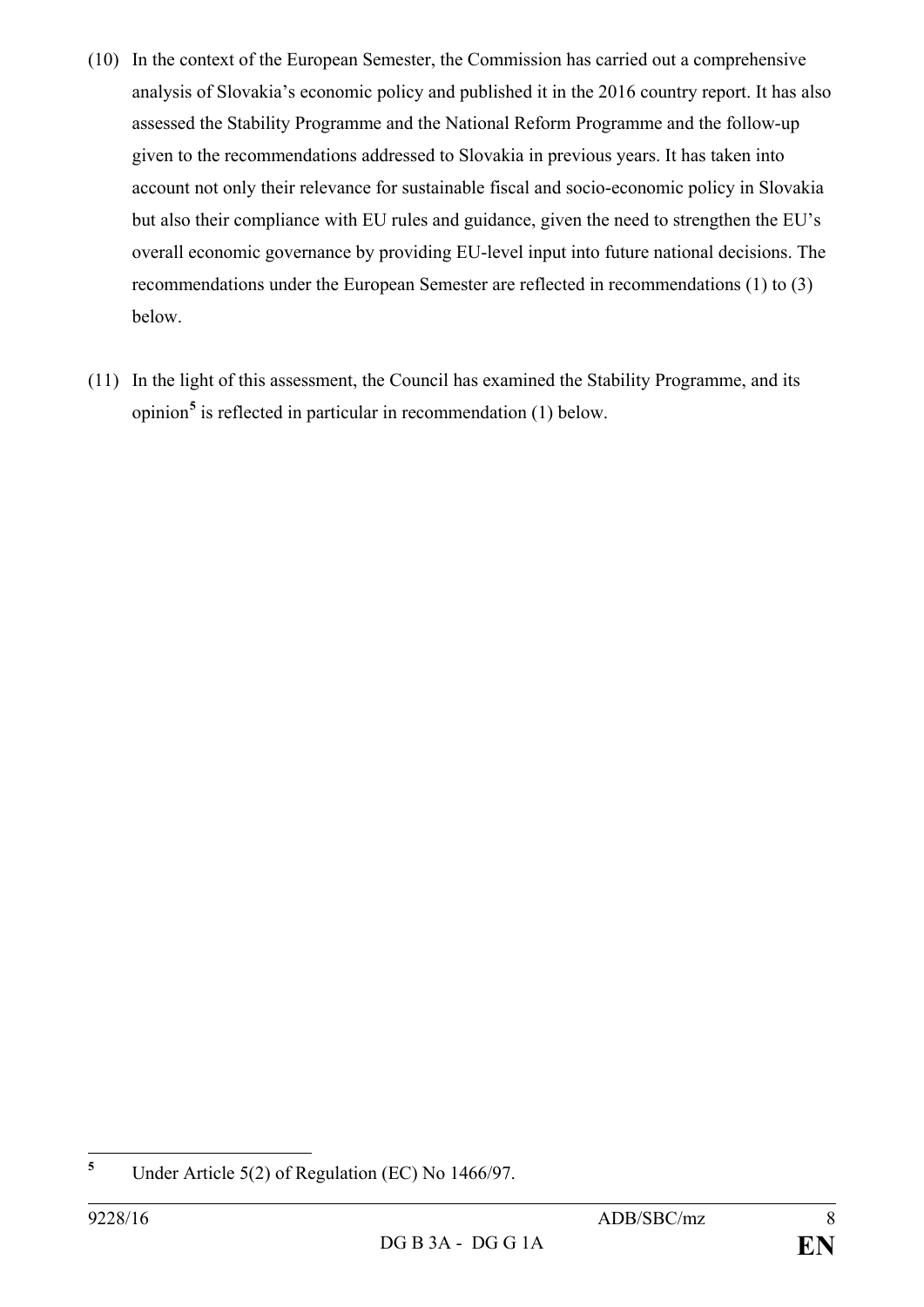(10) In the context of the European Semester, the Commission has carried out a comprehensive analysis of Slovakia's economic policy and published it in the 2016 country report. It has also assessed the Stability Programme and the National Reform Programme and the follow-up given to the recommendations addressed to Slovakia in previous years. It has taken into account not only their relevance for sustainable fiscal and socio-economic policy in Slovakia but also their compliance with EU rules and guidance, given the need to strengthen the EU's overall economic governance by providing EU-level input into future national decisions. The recommendations under the European Semester are reflected in recommendations (1) to (3) below.

(11) In the light of this assessment, the Council has examined the Stability Programme, and its opinion[5] is reflected in particular in recommendation (1) below.

---

[5] Under Article 5(2) of Regulation (EC) No 1466/97.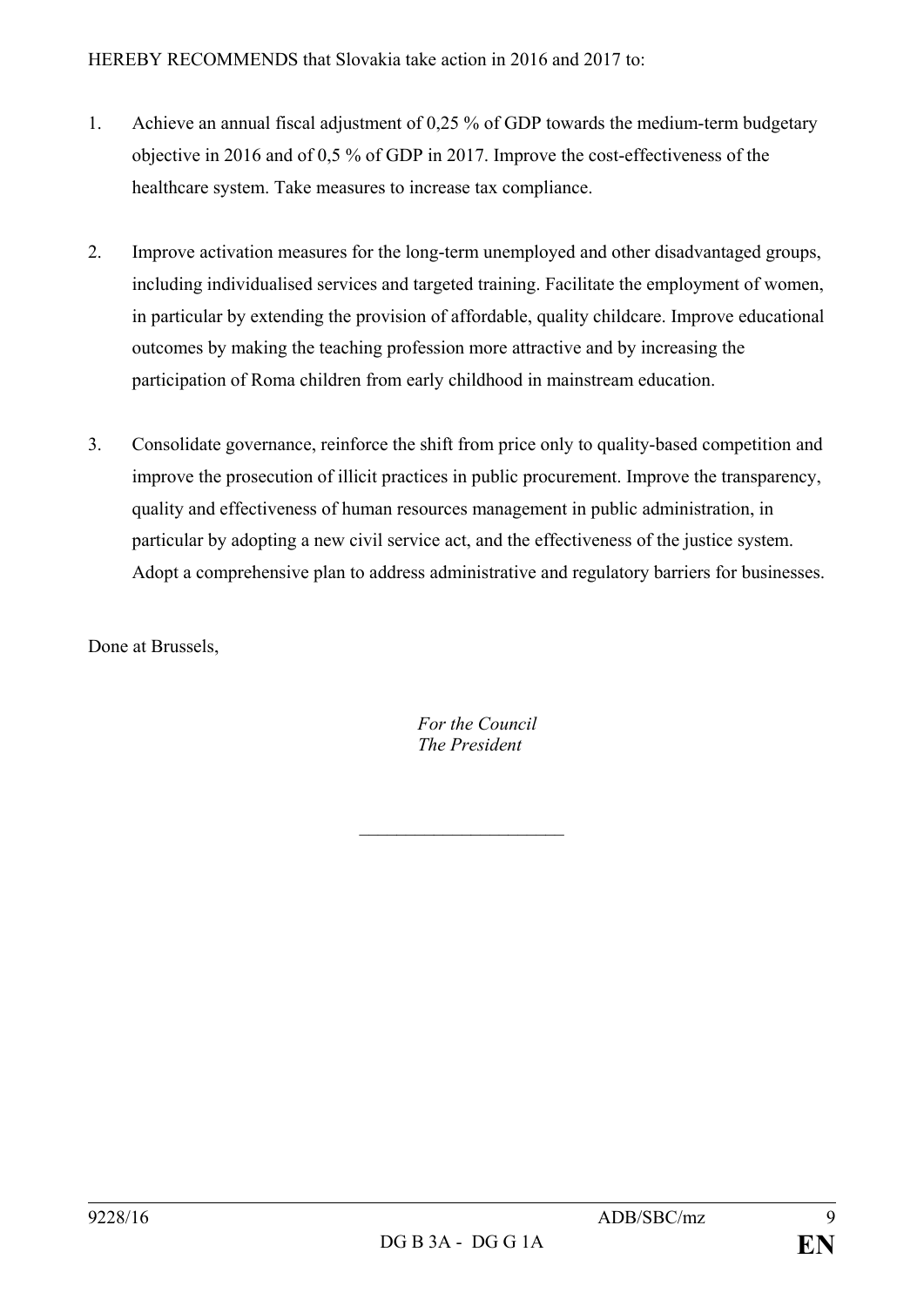HEREBY RECOMMENDS that Slovakia take action in 2016 and 2017 to:

1. Achieve an annual fiscal adjustment of 0,25 % of GDP towards the medium-term budgetary objective in 2016 and of 0,5 % of GDP in 2017. Improve the cost-effectiveness of the healthcare system. Take measures to increase tax compliance.

2. Improve activation measures for the long-term unemployed and other disadvantaged groups, including individualised services and targeted training. Facilitate the employment of women, in particular by extending the provision of affordable, quality childcare. Improve educational outcomes by making the teaching profession more attractive and by increasing the participation of Roma children from early childhood in mainstream education.

3. Consolidate governance, reinforce the shift from price only to quality-based competition and improve the prosecution of illicit practices in public procurement. Improve the transparency, quality and effectiveness of human resources management in public administration, in particular by adopting a new civil service act, and the effectiveness of the justice system. Adopt a comprehensive plan to address administrative and regulatory barriers for businesses.

Done at Brussels,

*For the Council*
*The President*